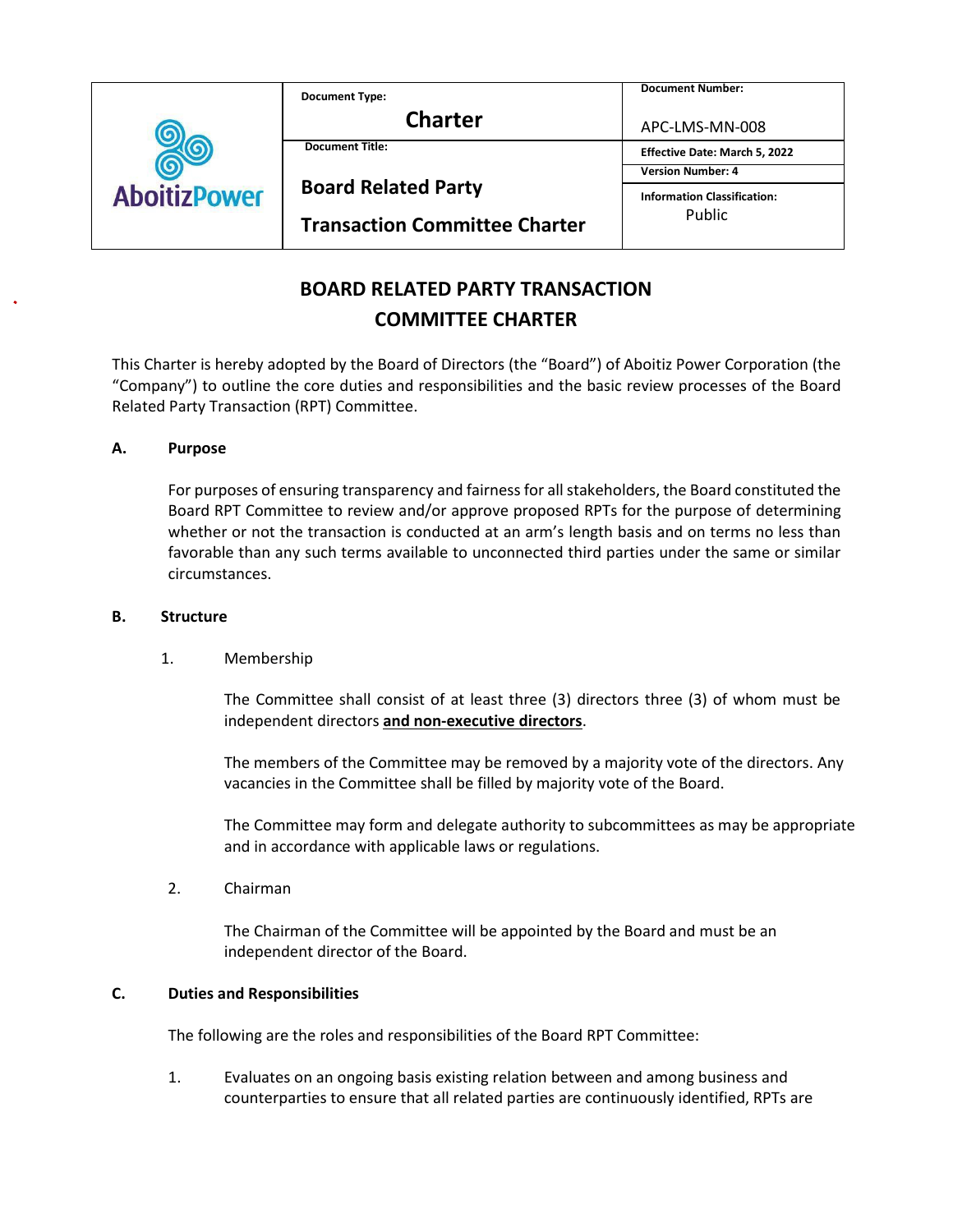| AboitizPower | Document Type: **Charter** | Document Number: APC-LMS-MN-008 |
|---|---|---|
| | Document Title: **Board Related Party Transaction Committee Charter** | Effective Date: March 5, 2022 |
| | | Version Number: 4 |
| | | Information Classification: Public |

# BOARD RELATED PARTY TRANSACTION COMMITTEE CHARTER

This Charter is hereby adopted by the Board of Directors (the "Board") of Aboitiz Power Corporation (the "Company") to outline the core duties and responsibilities and the basic review processes of the Board Related Party Transaction (RPT) Committee.

## A. Purpose

For purposes of ensuring transparency and fairness for all stakeholders, the Board constituted the Board RPT Committee to review and/or approve proposed RPTs for the purpose of determining whether or not the transaction is conducted at an arm's length basis and on terms no less than favorable than any such terms available to unconnected third parties under the same or similar circumstances.

## B. Structure

1. Membership

   The Committee shall consist of at least three (3) directors three (3) of whom must be independent directors **and non-executive directors**.

   The members of the Committee may be removed by a majority vote of the directors. Any vacancies in the Committee shall be filled by majority vote of the Board.

   The Committee may form and delegate authority to subcommittees as may be appropriate and in accordance with applicable laws or regulations.

2. Chairman

   The Chairman of the Committee will be appointed by the Board and must be an independent director of the Board.

## C. Duties and Responsibilities

The following are the roles and responsibilities of the Board RPT Committee:

1. Evaluates on an ongoing basis existing relation between and among business and counterparties to ensure that all related parties are continuously identified, RPTs are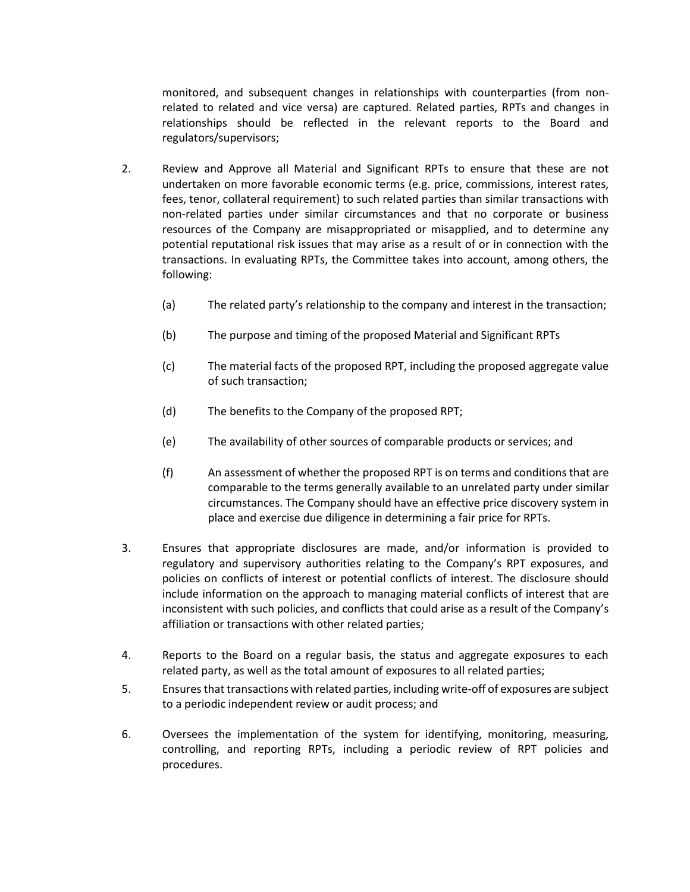monitored, and subsequent changes in relationships with counterparties (from non-related to related and vice versa) are captured. Related parties, RPTs and changes in relationships should be reflected in the relevant reports to the Board and regulators/supervisors;

2. Review and Approve all Material and Significant RPTs to ensure that these are not undertaken on more favorable economic terms (e.g. price, commissions, interest rates, fees, tenor, collateral requirement) to such related parties than similar transactions with non-related parties under similar circumstances and that no corporate or business resources of the Company are misappropriated or misapplied, and to determine any potential reputational risk issues that may arise as a result of or in connection with the transactions. In evaluating RPTs, the Committee takes into account, among others, the following:

   (a) The related party's relationship to the company and interest in the transaction;

   (b) The purpose and timing of the proposed Material and Significant RPTs

   (c) The material facts of the proposed RPT, including the proposed aggregate value of such transaction;

   (d) The benefits to the Company of the proposed RPT;

   (e) The availability of other sources of comparable products or services; and

   (f) An assessment of whether the proposed RPT is on terms and conditions that are comparable to the terms generally available to an unrelated party under similar circumstances. The Company should have an effective price discovery system in place and exercise due diligence in determining a fair price for RPTs.

3. Ensures that appropriate disclosures are made, and/or information is provided to regulatory and supervisory authorities relating to the Company's RPT exposures, and policies on conflicts of interest or potential conflicts of interest. The disclosure should include information on the approach to managing material conflicts of interest that are inconsistent with such policies, and conflicts that could arise as a result of the Company's affiliation or transactions with other related parties;

4. Reports to the Board on a regular basis, the status and aggregate exposures to each related party, as well as the total amount of exposures to all related parties;

5. Ensures that transactions with related parties, including write-off of exposures are subject to a periodic independent review or audit process; and

6. Oversees the implementation of the system for identifying, monitoring, measuring, controlling, and reporting RPTs, including a periodic review of RPT policies and procedures.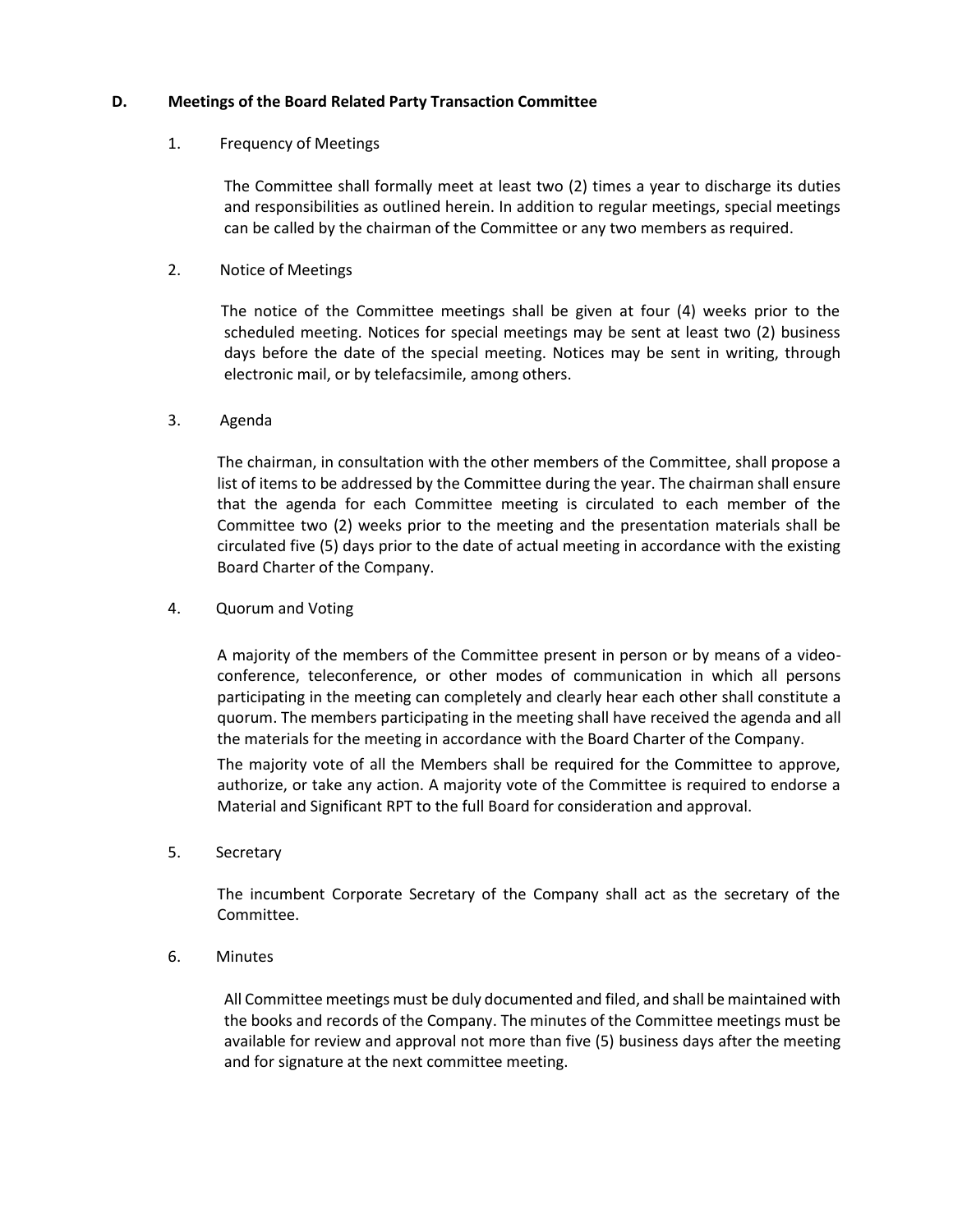## D. Meetings of the Board Related Party Transaction Committee

1. Frequency of Meetings

   The Committee shall formally meet at least two (2) times a year to discharge its duties and responsibilities as outlined herein. In addition to regular meetings, special meetings can be called by the chairman of the Committee or any two members as required.

2. Notice of Meetings

   The notice of the Committee meetings shall be given at four (4) weeks prior to the scheduled meeting. Notices for special meetings may be sent at least two (2) business days before the date of the special meeting. Notices may be sent in writing, through electronic mail, or by telefacsimile, among others.

3. Agenda

   The chairman, in consultation with the other members of the Committee, shall propose a list of items to be addressed by the Committee during the year. The chairman shall ensure that the agenda for each Committee meeting is circulated to each member of the Committee two (2) weeks prior to the meeting and the presentation materials shall be circulated five (5) days prior to the date of actual meeting in accordance with the existing Board Charter of the Company.

4. Quorum and Voting

   A majority of the members of the Committee present in person or by means of a video-conference, teleconference, or other modes of communication in which all persons participating in the meeting can completely and clearly hear each other shall constitute a quorum. The members participating in the meeting shall have received the agenda and all the materials for the meeting in accordance with the Board Charter of the Company.

   The majority vote of all the Members shall be required for the Committee to approve, authorize, or take any action. A majority vote of the Committee is required to endorse a Material and Significant RPT to the full Board for consideration and approval.

5. Secretary

   The incumbent Corporate Secretary of the Company shall act as the secretary of the Committee.

6. Minutes

   All Committee meetings must be duly documented and filed, and shall be maintained with the books and records of the Company. The minutes of the Committee meetings must be available for review and approval not more than five (5) business days after the meeting and for signature at the next committee meeting.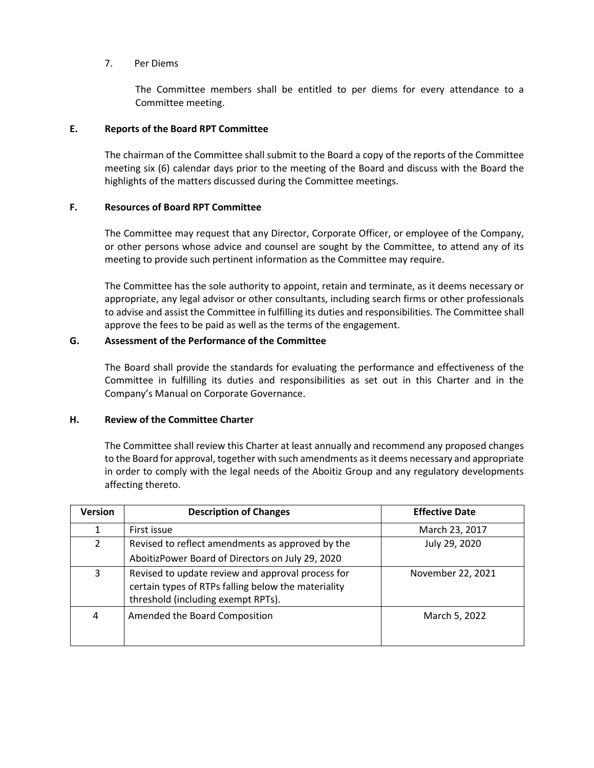7. Per Diems

The Committee members shall be entitled to per diems for every attendance to a Committee meeting.

### E. Reports of the Board RPT Committee

The chairman of the Committee shall submit to the Board a copy of the reports of the Committee meeting six (6) calendar days prior to the meeting of the Board and discuss with the Board the highlights of the matters discussed during the Committee meetings.

### F. Resources of Board RPT Committee

The Committee may request that any Director, Corporate Officer, or employee of the Company, or other persons whose advice and counsel are sought by the Committee, to attend any of its meeting to provide such pertinent information as the Committee may require.

The Committee has the sole authority to appoint, retain and terminate, as it deems necessary or appropriate, any legal advisor or other consultants, including search firms or other professionals to advise and assist the Committee in fulfilling its duties and responsibilities. The Committee shall approve the fees to be paid as well as the terms of the engagement.

### G. Assessment of the Performance of the Committee

The Board shall provide the standards for evaluating the performance and effectiveness of the Committee in fulfilling its duties and responsibilities as set out in this Charter and in the Company's Manual on Corporate Governance.

### H. Review of the Committee Charter

The Committee shall review this Charter at least annually and recommend any proposed changes to the Board for approval, together with such amendments as it deems necessary and appropriate in order to comply with the legal needs of the Aboitiz Group and any regulatory developments affecting thereto.

| Version | Description of Changes | Effective Date |
|---|---|---|
| 1 | First issue | March 23, 2017 |
| 2 | Revised to reflect amendments as approved by the AboitizPower Board of Directors on July 29, 2020 | July 29, 2020 |
| 3 | Revised to update review and approval process for certain types of RTPs falling below the materiality threshold (including exempt RPTs). | November 22, 2021 |
| 4 | Amended the Board Composition | March 5, 2022 |